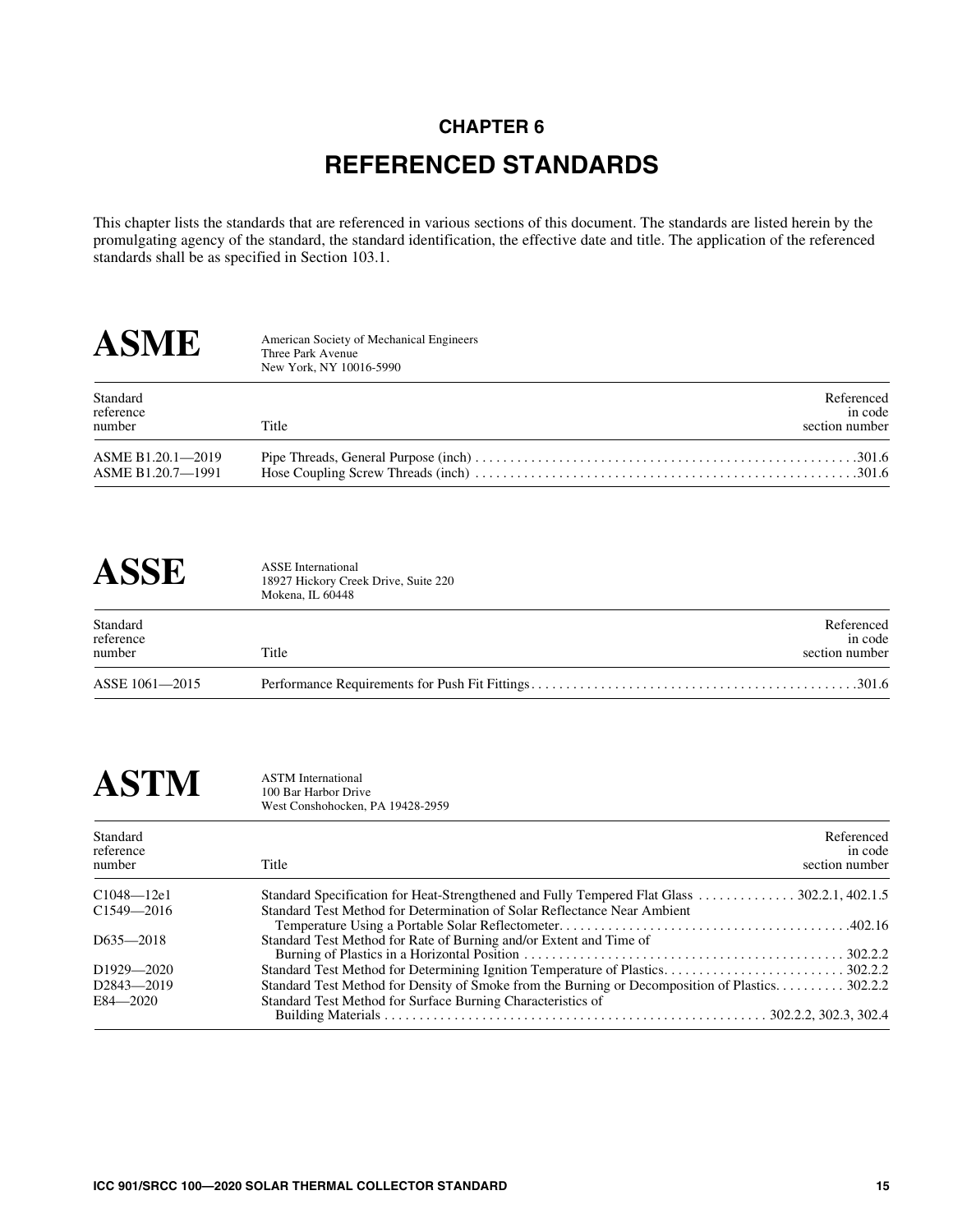# CHAPTER 6

# REFERENCED STANDARDS

This chapter lists the standards that are referenced in various sections of this document. The standards are listed herein by the promulgating agency of the standard, the standard identification, the effective date and title. The application of the referenced standards shall be as specified in Section 103.1.

## ASME

American Society of Mechanical Engineers
Three Park Avenue
New York, NY 10016-5990

| Standard reference number | Title | Referenced in code section number |
|---|---|---|
| ASME B1.20.1—2019 | Pipe Threads, General Purpose (inch) | 301.6 |
| ASME B1.20.7—1991 | Hose Coupling Screw Threads (inch) | 301.6 |

## ASSE

ASSE International
18927 Hickory Creek Drive, Suite 220
Mokena, IL 60448

| Standard reference number | Title | Referenced in code section number |
|---|---|---|
| ASSE 1061—2015 | Performance Requirements for Push Fit Fittings | 301.6 |

## ASTM

ASTM International
100 Bar Harbor Drive
West Conshohocken, PA 19428-2959

| Standard reference number | Title | Referenced in code section number |
|---|---|---|
| C1048—12e1 | Standard Specification for Heat-Strengthened and Fully Tempered Flat Glass | 302.2.1, 402.1.5 |
| C1549—2016 | Standard Test Method for Determination of Solar Reflectance Near Ambient Temperature Using a Portable Solar Reflectometer | 402.16 |
| D635—2018 | Standard Test Method for Rate of Burning and/or Extent and Time of Burning of Plastics in a Horizontal Position | 302.2.2 |
| D1929—2020 | Standard Test Method for Determining Ignition Temperature of Plastics | 302.2.2 |
| D2843—2019 | Standard Test Method for Density of Smoke from the Burning or Decomposition of Plastics | 302.2.2 |
| E84—2020 | Standard Test Method for Surface Burning Characteristics of Building Materials | 302.2.2, 302.3, 302.4 |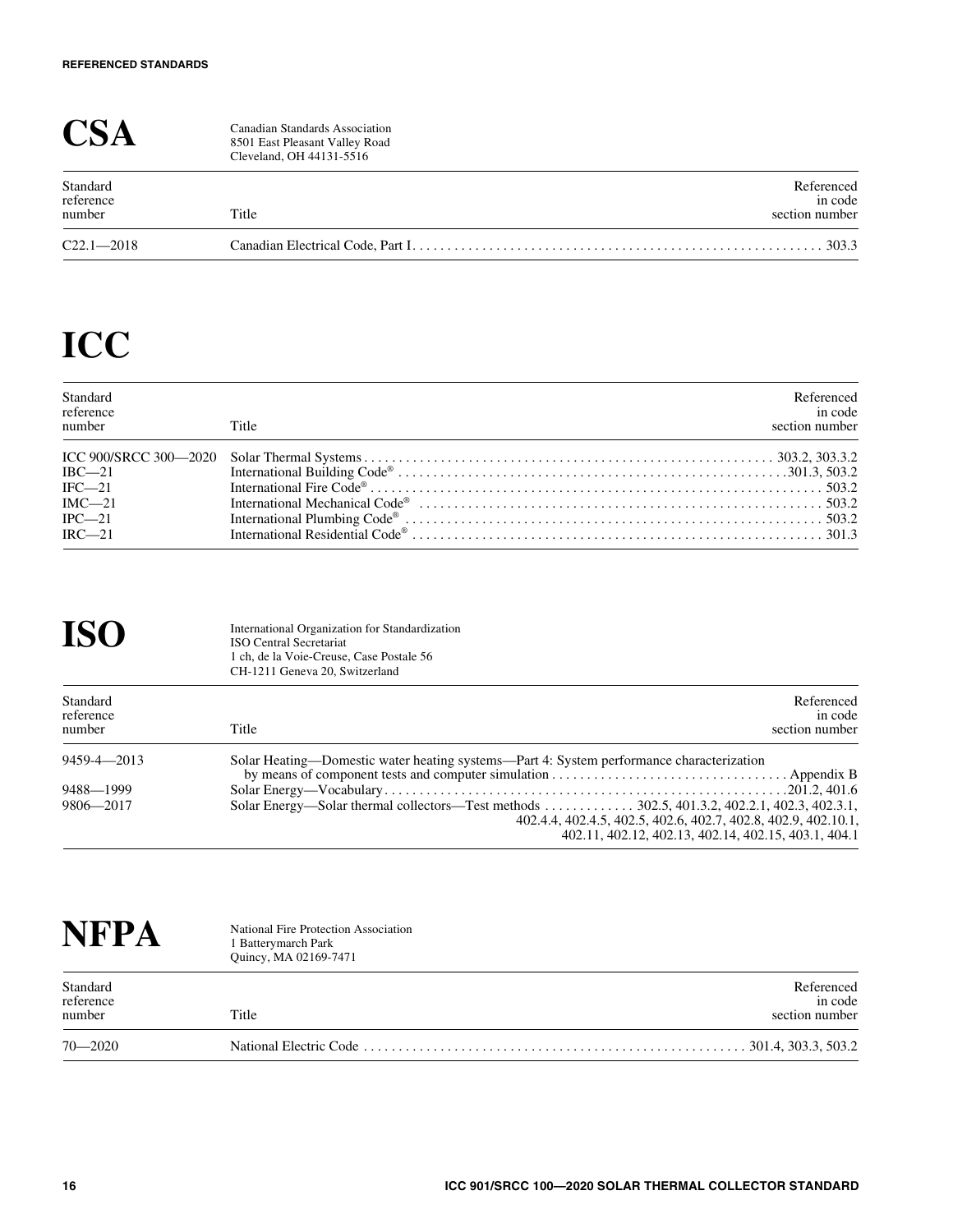## CSA

Canadian Standards Association
8501 East Pleasant Valley Road
Cleveland, OH 44131-5516

| Standard reference number | Title | Referenced in code section number |
|---|---|---|
| C22.1—2018 | Canadian Electrical Code, Part I | 303.3 |

## ICC

| Standard reference number | Title | Referenced in code section number |
|---|---|---|
| ICC 900/SRCC 300—2020 | Solar Thermal Systems | 303.2, 303.3.2 |
| IBC—21 | International Building Code® | 301.3, 503.2 |
| IFC—21 | International Fire Code® | 503.2 |
| IMC—21 | International Mechanical Code® | 503.2 |
| IPC—21 | International Plumbing Code® | 503.2 |
| IRC—21 | International Residential Code® | 301.3 |

## ISO

International Organization for Standardization
ISO Central Secretariat
1 ch, de la Voie-Creuse, Case Postale 56
CH-1211 Geneva 20, Switzerland

| Standard reference number | Title | Referenced in code section number |
|---|---|---|
| 9459-4—2013 | Solar Heating—Domestic water heating systems—Part 4: System performance characterization by means of component tests and computer simulation | Appendix B |
| 9488—1999 | Solar Energy—Vocabulary | 201.2, 401.6 |
| 9806—2017 | Solar Energy—Solar thermal collectors—Test methods | 302.5, 401.3.2, 402.2.1, 402.3, 402.3.1, 402.4.4, 402.4.5, 402.5, 402.6, 402.7, 402.8, 402.9, 402.10.1, 402.11, 402.12, 402.13, 402.14, 402.15, 403.1, 404.1 |

## NFPA

National Fire Protection Association
1 Batterymarch Park
Quincy, MA 02169-7471

| Standard reference number | Title | Referenced in code section number |
|---|---|---|
| 70—2020 | National Electric Code | 301.4, 303.3, 503.2 |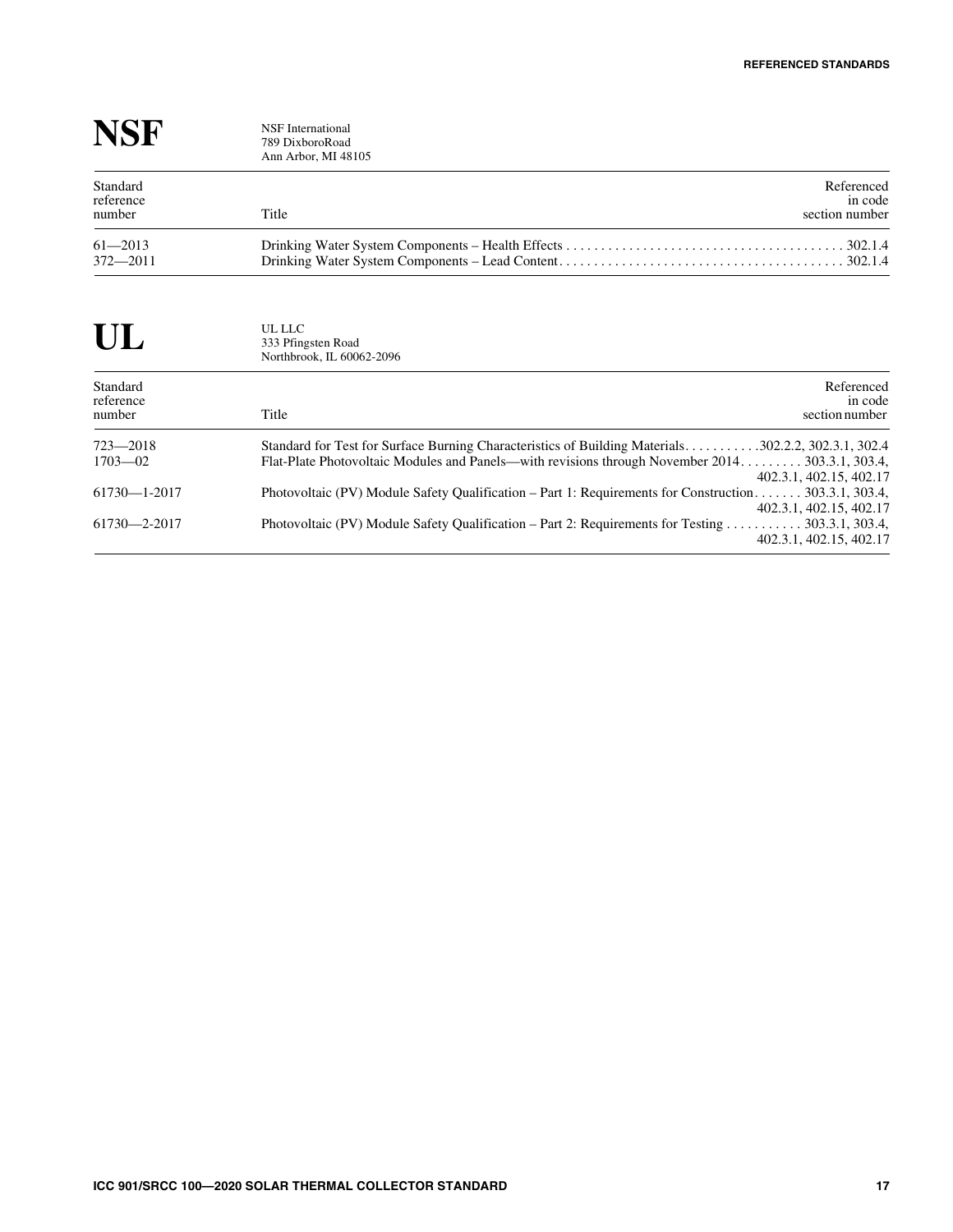# NSF

NSF International
789 DixboroRoad
Ann Arbor, MI 48105

| Standard reference number | Title | Referenced in code section number |
|---|---|---|
| 61—2013 | Drinking Water System Components – Health Effects | 302.1.4 |
| 372—2011 | Drinking Water System Components – Lead Content | 302.1.4 |

# UL

UL LLC
333 Pfingsten Road
Northbrook, IL 60062-2096

| Standard reference number | Title | Referenced in code section number |
|---|---|---|
| 723—2018 | Standard for Test for Surface Burning Characteristics of Building Materials | 302.2.2, 302.3.1, 302.4 |
| 1703—02 | Flat-Plate Photovoltaic Modules and Panels—with revisions through November 2014 | 303.3.1, 303.4, 402.3.1, 402.15, 402.17 |
| 61730—1-2017 | Photovoltaic (PV) Module Safety Qualification – Part 1: Requirements for Construction | 303.3.1, 303.4, 402.3.1, 402.15, 402.17 |
| 61730—2-2017 | Photovoltaic (PV) Module Safety Qualification – Part 2: Requirements for Testing | 303.3.1, 303.4, 402.3.1, 402.15, 402.17 |